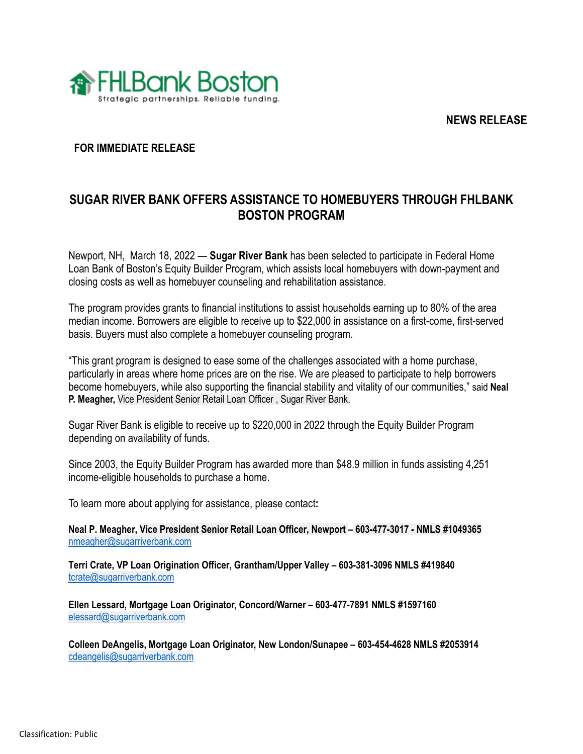FHLBank Boston

Strategic partnerships. Reliable funding.

**NEWS RELEASE**

**FOR IMMEDIATE RELEASE**

# SUGAR RIVER BANK OFFERS ASSISTANCE TO HOMEBUYERS THROUGH FHLBANK BOSTON PROGRAM

Newport, NH, March 18, 2022 — **Sugar River Bank** has been selected to participate in Federal Home Loan Bank of Boston's Equity Builder Program, which assists local homebuyers with down-payment and closing costs as well as homebuyer counseling and rehabilitation assistance.

The program provides grants to financial institutions to assist households earning up to 80% of the area median income. Borrowers are eligible to receive up to $22,000 in assistance on a first-come, first-served basis. Buyers must also complete a homebuyer counseling program.

"This grant program is designed to ease some of the challenges associated with a home purchase, particularly in areas where home prices are on the rise. We are pleased to participate to help borrowers become homebuyers, while also supporting the financial stability and vitality of our communities," said **Neal P. Meagher,** Vice President Senior Retail Loan Officer , Sugar River Bank.

Sugar River Bank is eligible to receive up to $220,000 in 2022 through the Equity Builder Program depending on availability of funds.

Since 2003, the Equity Builder Program has awarded more than $48.9 million in funds assisting 4,251 income-eligible households to purchase a home.

To learn more about applying for assistance, please contact**:**

**Neal P. Meagher, Vice President Senior Retail Loan Officer, Newport – 603-477-3017 - NMLS #1049365**
nmeagher@sugarriverbank.com

**Terri Crate, VP Loan Origination Officer, Grantham/Upper Valley – 603-381-3096 NMLS #419840**
tcrate@sugarriverbank.com

**Ellen Lessard, Mortgage Loan Originator, Concord/Warner – 603-477-7891 NMLS #1597160**
elessard@sugarriverbank.com

**Colleen DeAngelis, Mortgage Loan Originator, New London/Sunapee – 603-454-4628 NMLS #2053914**
cdeangelis@sugarriverbank.com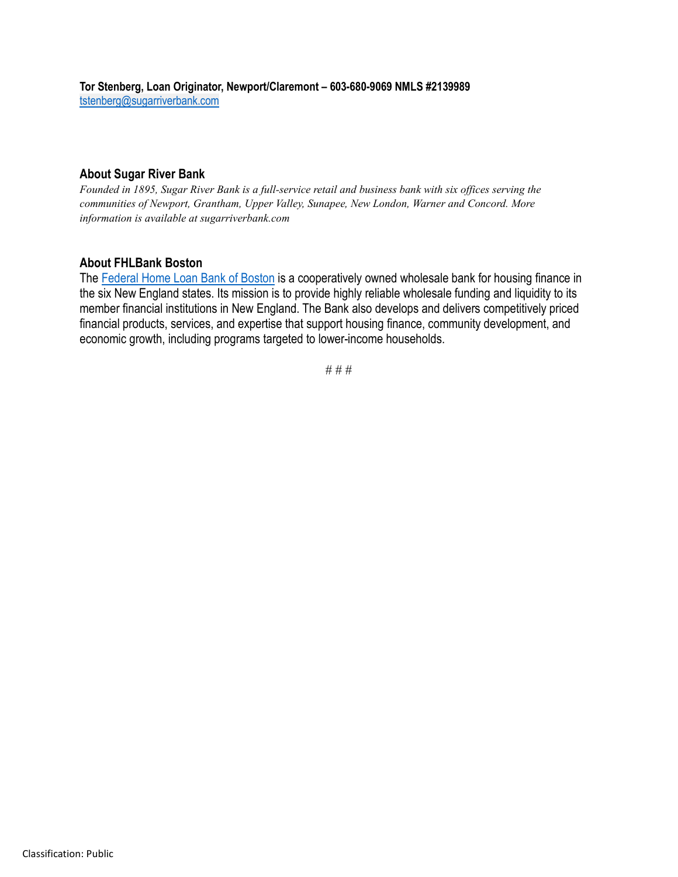**Tor Stenberg, Loan Originator, Newport/Claremont – 603-680-9069 NMLS #2139989**
[tstenberg@sugarriverbank.com](mailto:tstenberg@sugarriverbank.com)

## About Sugar River Bank

*Founded in 1895, Sugar River Bank is a full-service retail and business bank with six offices serving the communities of Newport, Grantham, Upper Valley, Sunapee, New London, Warner and Concord. More information is available at sugarriverbank.com*

## About FHLBank Boston

The [Federal Home Loan Bank of Boston](#) is a cooperatively owned wholesale bank for housing finance in the six New England states. Its mission is to provide highly reliable wholesale funding and liquidity to its member financial institutions in New England. The Bank also develops and delivers competitively priced financial products, services, and expertise that support housing finance, community development, and economic growth, including programs targeted to lower-income households.

# # #

Classification: Public